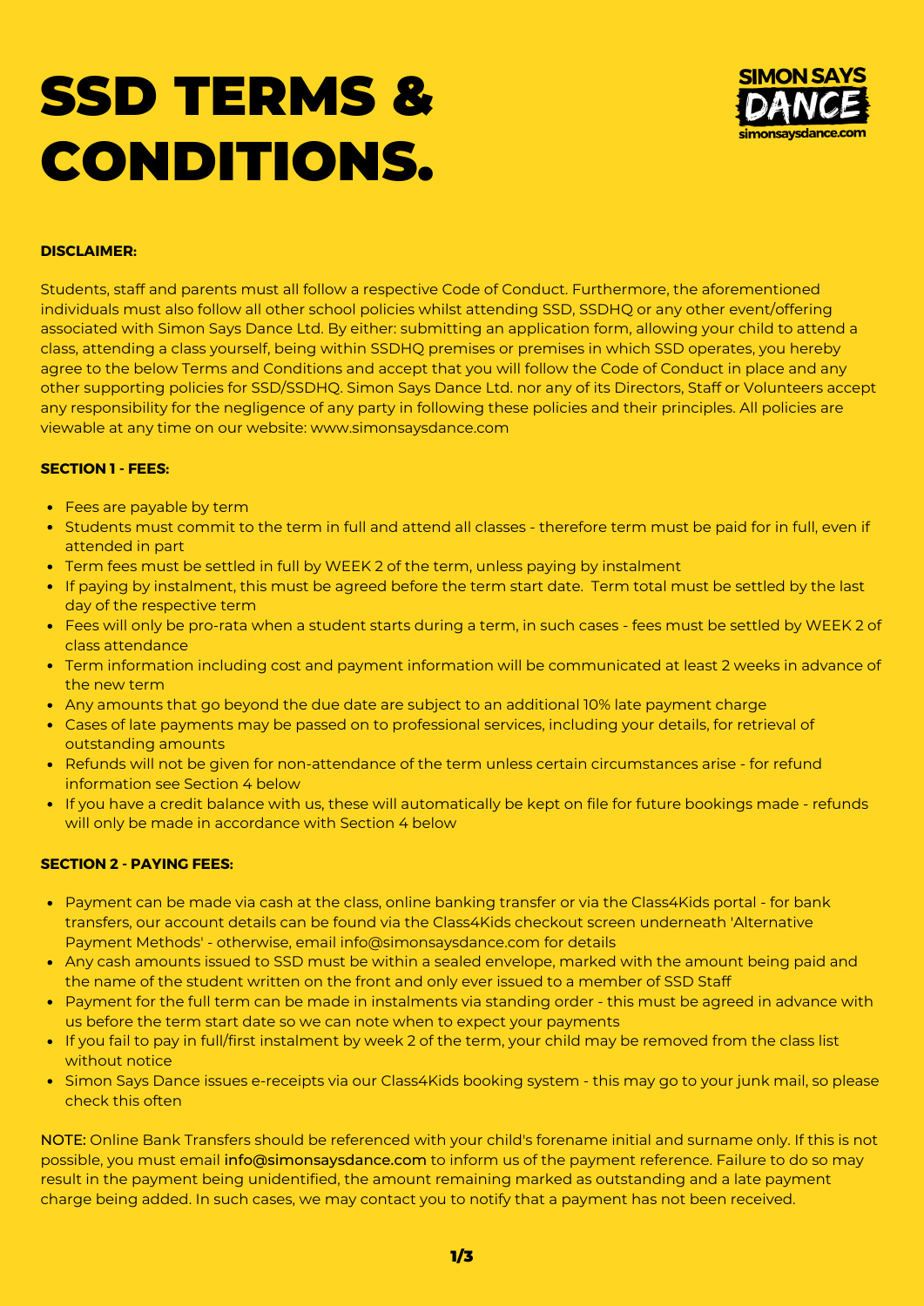# SSD TERMS & CONDITIONS.

SIMON SAYS DANCE
simonsaysdance.com

**DISCLAIMER:**

Students, staff and parents must all follow a respective Code of Conduct. Furthermore, the aforementioned individuals must also follow all other school policies whilst attending SSD, SSDHQ or any other event/offering associated with Simon Says Dance Ltd. By either: submitting an application form, allowing your child to attend a class, attending a class yourself, being within SSDHQ premises or premises in which SSD operates, you hereby agree to the below Terms and Conditions and accept that you will follow the Code of Conduct in place and any other supporting policies for SSD/SSDHQ. Simon Says Dance Ltd. nor any of its Directors, Staff or Volunteers accept any responsibility for the negligence of any party in following these policies and their principles. All policies are viewable at any time on our website: www.simonsaysdance.com

**SECTION 1 - FEES:**

- Fees are payable by term
- Students must commit to the term in full and attend all classes - therefore term must be paid for in full, even if attended in part
- Term fees must be settled in full by WEEK 2 of the term, unless paying by instalment
- If paying by instalment, this must be agreed before the term start date. Term total must be settled by the last day of the respective term
- Fees will only be pro-rata when a student starts during a term, in such cases - fees must be settled by WEEK 2 of class attendance
- Term information including cost and payment information will be communicated at least 2 weeks in advance of the new term
- Any amounts that go beyond the due date are subject to an additional 10% late payment charge
- Cases of late payments may be passed on to professional services, including your details, for retrieval of outstanding amounts
- Refunds will not be given for non-attendance of the term unless certain circumstances arise - for refund information see Section 4 below
- If you have a credit balance with us, these will automatically be kept on file for future bookings made - refunds will only be made in accordance with Section 4 below

**SECTION 2 - PAYING FEES:**

- Payment can be made via cash at the class, online banking transfer or via the Class4Kids portal - for bank transfers, our account details can be found via the Class4Kids checkout screen underneath 'Alternative Payment Methods' - otherwise, email info@simonsaysdance.com for details
- Any cash amounts issued to SSD must be within a sealed envelope, marked with the amount being paid and the name of the student written on the front and only ever issued to a member of SSD Staff
- Payment for the full term can be made in instalments via standing order - this must be agreed in advance with us before the term start date so we can note when to expect your payments
- If you fail to pay in full/first instalment by week 2 of the term, your child may be removed from the class list without notice
- Simon Says Dance issues e-receipts via our Class4Kids booking system - this may go to your junk mail, so please check this often

NOTE: Online Bank Transfers should be referenced with your child's forename initial and surname only. If this is not possible, you must email info@simonsaysdance.com to inform us of the payment reference. Failure to do so may result in the payment being unidentified, the amount remaining marked as outstanding and a late payment charge being added. In such cases, we may contact you to notify that a payment has not been received.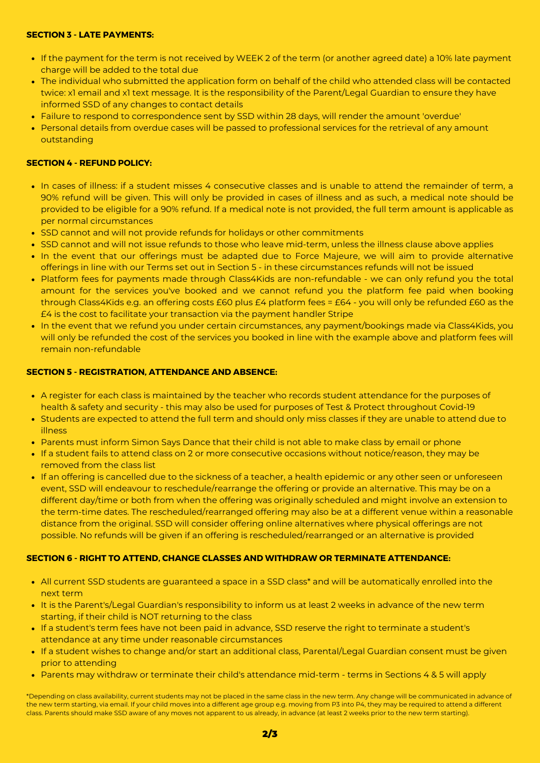**SECTION 3 - LATE PAYMENTS:**

- If the payment for the term is not received by WEEK 2 of the term (or another agreed date) a 10% late payment charge will be added to the total due
- The individual who submitted the application form on behalf of the child who attended class will be contacted twice: x1 email and x1 text message. It is the responsibility of the Parent/Legal Guardian to ensure they have informed SSD of any changes to contact details
- Failure to respond to correspondence sent by SSD within 28 days, will render the amount 'overdue'
- Personal details from overdue cases will be passed to professional services for the retrieval of any amount outstanding

**SECTION 4 - REFUND POLICY:**

- In cases of illness: if a student misses 4 consecutive classes and is unable to attend the remainder of term, a 90% refund will be given. This will only be provided in cases of illness and as such, a medical note should be provided to be eligible for a 90% refund. If a medical note is not provided, the full term amount is applicable as per normal circumstances
- SSD cannot and will not provide refunds for holidays or other commitments
- SSD cannot and will not issue refunds to those who leave mid-term, unless the illness clause above applies
- In the event that our offerings must be adapted due to Force Majeure, we will aim to provide alternative offerings in line with our Terms set out in Section 5 - in these circumstances refunds will not be issued
- Platform fees for payments made through Class4Kids are non-refundable - we can only refund you the total amount for the services you've booked and we cannot refund you the platform fee paid when booking through Class4Kids e.g. an offering costs £60 plus £4 platform fees = £64 - you will only be refunded £60 as the £4 is the cost to facilitate your transaction via the payment handler Stripe
- In the event that we refund you under certain circumstances, any payment/bookings made via Class4Kids, you will only be refunded the cost of the services you booked in line with the example above and platform fees will remain non-refundable

**SECTION 5 - REGISTRATION, ATTENDANCE AND ABSENCE:**

- A register for each class is maintained by the teacher who records student attendance for the purposes of health & safety and security - this may also be used for purposes of Test & Protect throughout Covid-19
- Students are expected to attend the full term and should only miss classes if they are unable to attend due to illness
- Parents must inform Simon Says Dance that their child is not able to make class by email or phone
- If a student fails to attend class on 2 or more consecutive occasions without notice/reason, they may be removed from the class list
- If an offering is cancelled due to the sickness of a teacher, a health epidemic or any other seen or unforeseen event, SSD will endeavour to reschedule/rearrange the offering or provide an alternative. This may be on a different day/time or both from when the offering was originally scheduled and might involve an extension to the term-time dates. The rescheduled/rearranged offering may also be at a different venue within a reasonable distance from the original. SSD will consider offering online alternatives where physical offerings are not possible. No refunds will be given if an offering is rescheduled/rearranged or an alternative is provided

**SECTION 6 - RIGHT TO ATTEND, CHANGE CLASSES AND WITHDRAW OR TERMINATE ATTENDANCE:**

- All current SSD students are guaranteed a space in a SSD class* and will be automatically enrolled into the next term
- It is the Parent's/Legal Guardian's responsibility to inform us at least 2 weeks in advance of the new term starting, if their child is NOT returning to the class
- If a student's term fees have not been paid in advance, SSD reserve the right to terminate a student's attendance at any time under reasonable circumstances
- If a student wishes to change and/or start an additional class, Parental/Legal Guardian consent must be given prior to attending
- Parents may withdraw or terminate their child's attendance mid-term - terms in Sections 4 & 5 will apply

*Depending on class availability, current students may not be placed in the same class in the new term. Any change will be communicated in advance of the new term starting, via email. If your child moves into a different age group e.g. moving from P3 into P4, they may be required to attend a different class. Parents should make SSD aware of any moves not apparent to us already, in advance (at least 2 weeks prior to the new term starting).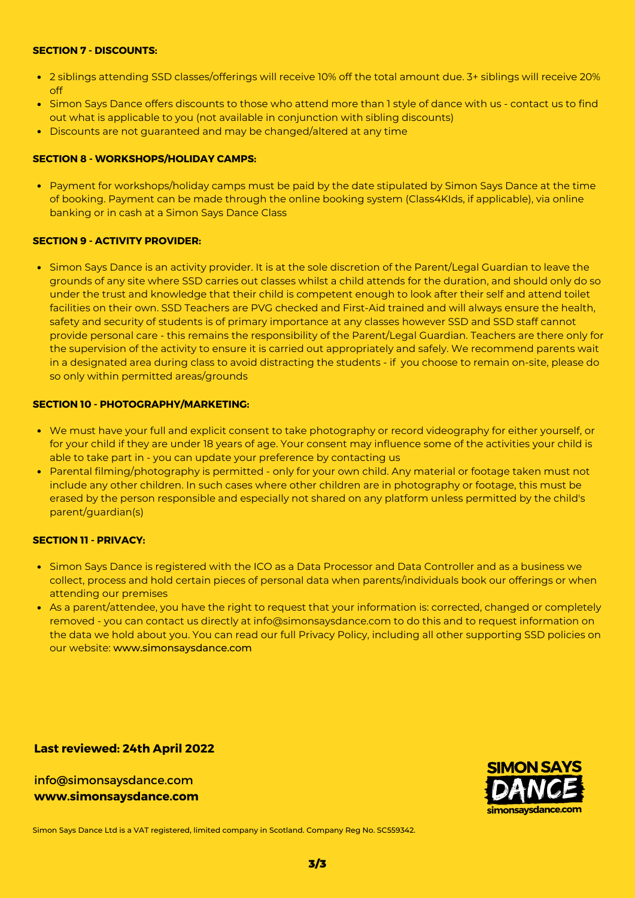### SECTION 7 - DISCOUNTS:

- 2 siblings attending SSD classes/offerings will receive 10% off the total amount due. 3+ siblings will receive 20% off
- Simon Says Dance offers discounts to those who attend more than 1 style of dance with us - contact us to find out what is applicable to you (not available in conjunction with sibling discounts)
- Discounts are not guaranteed and may be changed/altered at any time

### SECTION 8 - WORKSHOPS/HOLIDAY CAMPS:

- Payment for workshops/holiday camps must be paid by the date stipulated by Simon Says Dance at the time of booking. Payment can be made through the online booking system (Class4KIds, if applicable), via online banking or in cash at a Simon Says Dance Class

### SECTION 9 - ACTIVITY PROVIDER:

- Simon Says Dance is an activity provider. It is at the sole discretion of the Parent/Legal Guardian to leave the grounds of any site where SSD carries out classes whilst a child attends for the duration, and should only do so under the trust and knowledge that their child is competent enough to look after their self and attend toilet facilities on their own. SSD Teachers are PVG checked and First-Aid trained and will always ensure the health, safety and security of students is of primary importance at any classes however SSD and SSD staff cannot provide personal care - this remains the responsibility of the Parent/Legal Guardian. Teachers are there only for the supervision of the activity to ensure it is carried out appropriately and safely. We recommend parents wait in a designated area during class to avoid distracting the students - if you choose to remain on-site, please do so only within permitted areas/grounds

### SECTION 10 - PHOTOGRAPHY/MARKETING:

- We must have your full and explicit consent to take photography or record videography for either yourself, or for your child if they are under 18 years of age. Your consent may influence some of the activities your child is able to take part in - you can update your preference by contacting us
- Parental filming/photography is permitted - only for your own child. Any material or footage taken must not include any other children. In such cases where other children are in photography or footage, this must be erased by the person responsible and especially not shared on any platform unless permitted by the child's parent/guardian(s)

### SECTION 11 - PRIVACY:

- Simon Says Dance is registered with the ICO as a Data Processor and Data Controller and as a business we collect, process and hold certain pieces of personal data when parents/individuals book our offerings or when attending our premises
- As a parent/attendee, you have the right to request that your information is: corrected, changed or completely removed - you can contact us directly at info@simonsaysdance.com to do this and to request information on the data we hold about you. You can read our full Privacy Policy, including all other supporting SSD policies on our website: www.simonsaysdance.com

**Last reviewed: 24th April 2022**

**info@simonsaysdance.com**
**www.simonsaysdance.com**

SIMON SAYS DANCE
simonsaysdance.com

Simon Says Dance Ltd is a VAT registered, limited company in Scotland. Company Reg No. SC559342.